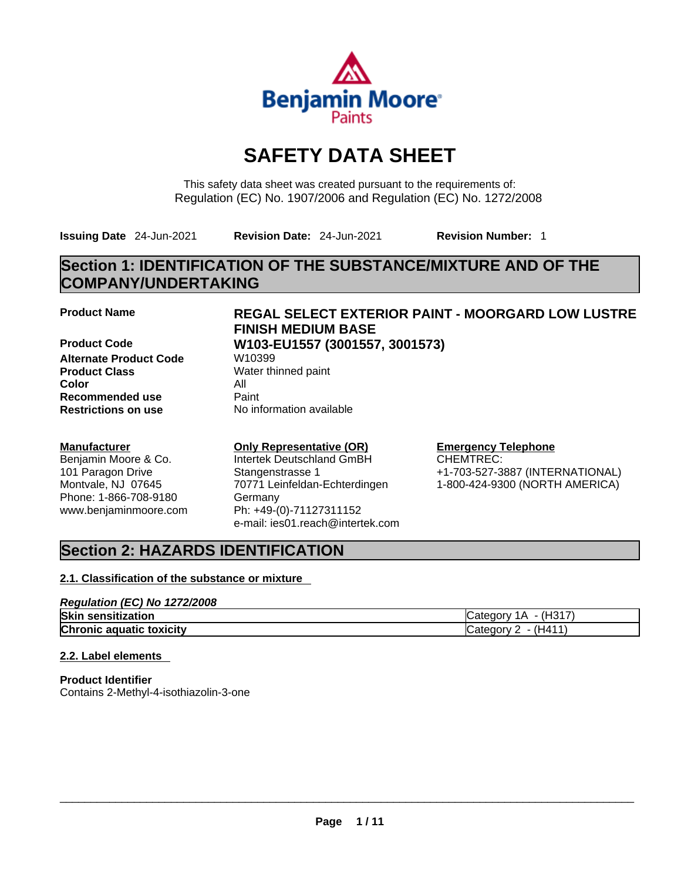# SAFETY DATA SHEET

This safety data sheet was created pursuant to the requirements of:
Regulation (EC) No. 1907/2006 and Regulation (EC) No. 1272/2008

**Issuing Date** 24-Jun-2021 **Revision Date:** 24-Jun-2021 **Revision Number:** 1

## Section 1: IDENTIFICATION OF THE SUBSTANCE/MIXTURE AND OF THE COMPANY/UNDERTAKING

| | |
|---|---|
| **Product Name** | **REGAL SELECT EXTERIOR PAINT - MOORGARD LOW LUSTRE FINISH MEDIUM BASE** |
| **Product Code** | **W103-EU1557 (3001557, 3001573)** |
| **Alternate Product Code** | W10399 |
| **Product Class** | Water thinned paint |
| **Color** | All |
| **Recommended use** | Paint |
| **Restrictions on use** | No information available |

**Manufacturer**
Benjamin Moore & Co.
101 Paragon Drive
Montvale, NJ 07645
Phone: 1-866-708-9180
www.benjaminmoore.com

**Only Representative (OR)**
Intertek Deutschland GmbH
Stangenstrasse 1
70771 Leinfeldan-Echterdingen
Germany
Ph: +49-(0)-71127311152
e-mail: ies01.reach@intertek.com

**Emergency Telephone**
CHEMTREC:
+1-703-527-3887 (INTERNATIONAL)
1-800-424-9300 (NORTH AMERICA)

## Section 2: HAZARDS IDENTIFICATION

### 2.1. Classification of the substance or mixture

***Regulation (EC) No 1272/2008***

| | |
|---|---|
| **Skin sensitization** | Category 1A - (H317) |
| **Chronic aquatic toxicity** | Category 2 - (H411) |

### 2.2. Label elements

**Product Identifier**
Contains 2-Methyl-4-isothiazolin-3-one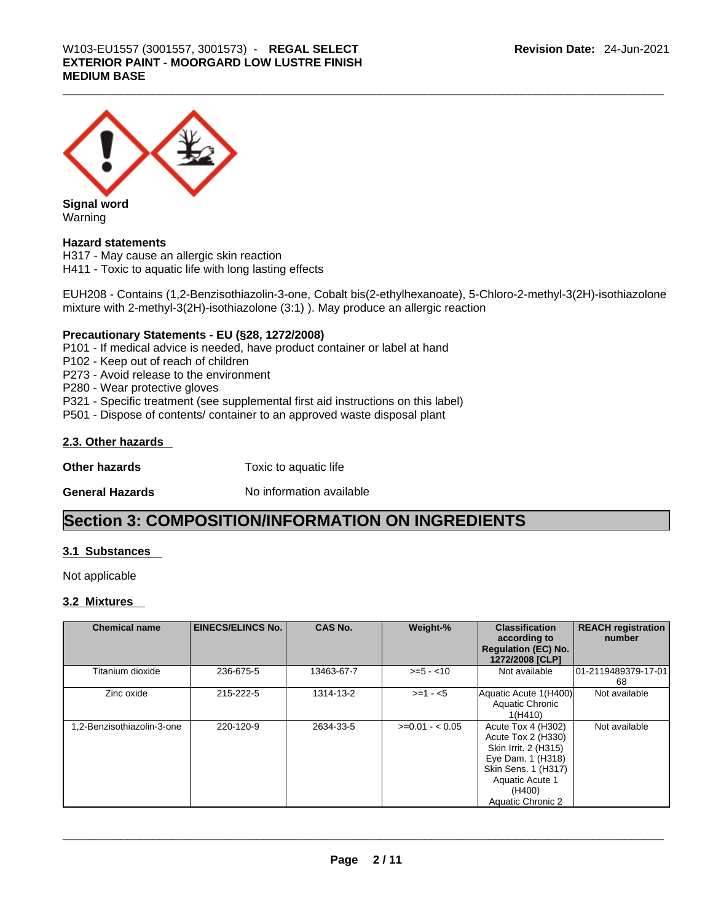**Signal word**
Warning

**Hazard statements**
H317 - May cause an allergic skin reaction
H411 - Toxic to aquatic life with long lasting effects

EUH208 - Contains (1,2-Benzisothiazolin-3-one, Cobalt bis(2-ethylhexanoate), 5-Chloro-2-methyl-3(2H)-isothiazolone mixture with 2-methyl-3(2H)-isothiazolone (3:1) ). May produce an allergic reaction

**Precautionary Statements - EU (§28, 1272/2008)**
P101 - If medical advice is needed, have product container or label at hand
P102 - Keep out of reach of children
P273 - Avoid release to the environment
P280 - Wear protective gloves
P321 - Specific treatment (see supplemental first aid instructions on this label)
P501 - Dispose of contents/ container to an approved waste disposal plant

### 2.3. Other hazards

**Other hazards** Toxic to aquatic life

**General Hazards** No information available

## Section 3: COMPOSITION/INFORMATION ON INGREDIENTS

### 3.1 Substances

Not applicable

### 3.2 Mixtures

| Chemical name | EINECS/ELINCS No. | CAS No. | Weight-% | Classification according to Regulation (EC) No. 1272/2008 [CLP] | REACH registration number |
|---|---|---|---|---|---|
| Titanium dioxide | 236-675-5 | 13463-67-7 | >=5 - <10 | Not available | 01-2119489379-17-0168 |
| Zinc oxide | 215-222-5 | 1314-13-2 | >=1 - <5 | Aquatic Acute 1(H400) Aquatic Chronic 1(H410) | Not available |
| 1,2-Benzisothiazolin-3-one | 220-120-9 | 2634-33-5 | >=0.01 - < 0.05 | Acute Tox 4 (H302) Acute Tox 2 (H330) Skin Irrit. 2 (H315) Eye Dam. 1 (H318) Skin Sens. 1 (H317) Aquatic Acute 1 (H400) Aquatic Chronic 2 | Not available |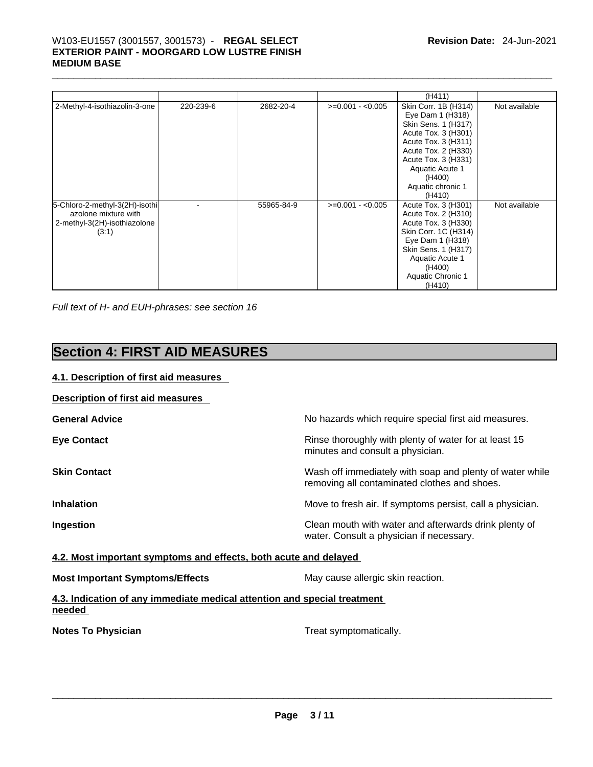| | | | | (H411) | |
|---|---|---|---|---|---|
| 2-Methyl-4-isothiazolin-3-one | 220-239-6 | 2682-20-4 | >=0.001 - <0.005 | Skin Corr. 1B (H314)<br>Eye Dam 1 (H318)<br>Skin Sens. 1 (H317)<br>Acute Tox. 3 (H301)<br>Acute Tox. 3 (H311)<br>Acute Tox. 2 (H330)<br>Acute Tox. 3 (H331)<br>Aquatic Acute 1 (H400)<br>Aquatic chronic 1 (H410) | Not available |
| 5-Chloro-2-methyl-3(2H)-isothiazolone mixture with 2-methyl-3(2H)-isothiazolone (3:1) | - | 55965-84-9 | >=0.001 - <0.005 | Acute Tox. 3 (H301)<br>Acute Tox. 2 (H310)<br>Acute Tox. 3 (H330)<br>Skin Corr. 1C (H314)<br>Eye Dam 1 (H318)<br>Skin Sens. 1 (H317)<br>Aquatic Acute 1 (H400)<br>Aquatic Chronic 1 (H410) | Not available |

*Full text of H- and EUH-phrases: see section 16*

# Section 4: FIRST AID MEASURES

## 4.1. Description of first aid measures

**Description of first aid measures**

**General Advice** No hazards which require special first aid measures.

**Eye Contact** Rinse thoroughly with plenty of water for at least 15 minutes and consult a physician.

**Skin Contact** Wash off immediately with soap and plenty of water while removing all contaminated clothes and shoes.

**Inhalation** Move to fresh air. If symptoms persist, call a physician.

**Ingestion** Clean mouth with water and afterwards drink plenty of water. Consult a physician if necessary.

## 4.2. Most important symptoms and effects, both acute and delayed

**Most Important Symptoms/Effects** May cause allergic skin reaction.

## 4.3. Indication of any immediate medical attention and special treatment needed

**Notes To Physician** Treat symptomatically.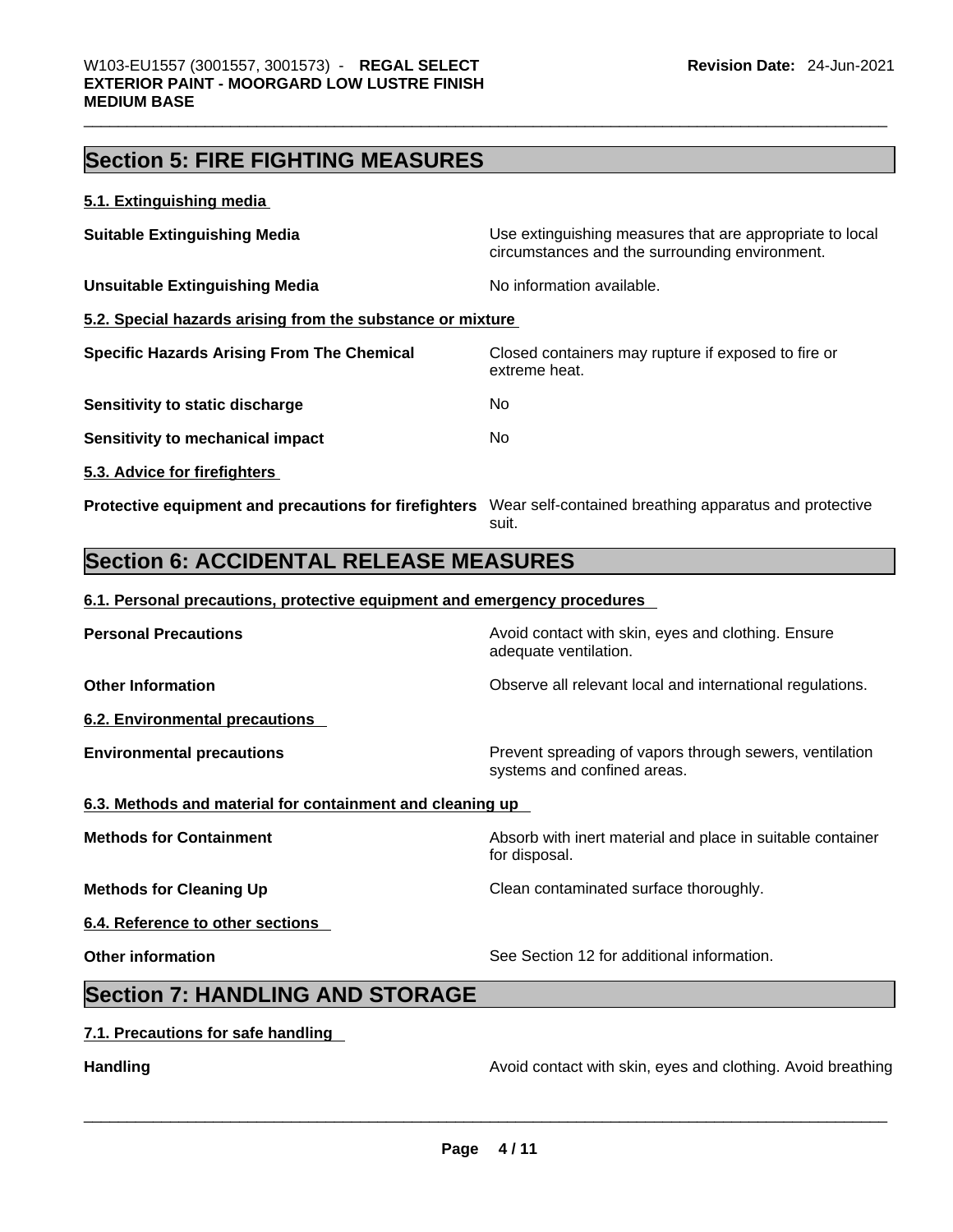## Section 5: FIRE FIGHTING MEASURES

### 5.1. Extinguishing media

| | |
|---|---|
| **Suitable Extinguishing Media** | Use extinguishing measures that are appropriate to local circumstances and the surrounding environment. |
| **Unsuitable Extinguishing Media** | No information available. |

### 5.2. Special hazards arising from the substance or mixture

| | |
|---|---|
| **Specific Hazards Arising From The Chemical** | Closed containers may rupture if exposed to fire or extreme heat. |
| **Sensitivity to static discharge** | No |
| **Sensitivity to mechanical impact** | No |

### 5.3. Advice for firefighters

| | |
|---|---|
| **Protective equipment and precautions for firefighters** | Wear self-contained breathing apparatus and protective suit. |

## Section 6: ACCIDENTAL RELEASE MEASURES

### 6.1. Personal precautions, protective equipment and emergency procedures

| | |
|---|---|
| **Personal Precautions** | Avoid contact with skin, eyes and clothing. Ensure adequate ventilation. |
| **Other Information** | Observe all relevant local and international regulations. |

### 6.2. Environmental precautions

| | |
|---|---|
| **Environmental precautions** | Prevent spreading of vapors through sewers, ventilation systems and confined areas. |

### 6.3. Methods and material for containment and cleaning up

| | |
|---|---|
| **Methods for Containment** | Absorb with inert material and place in suitable container for disposal. |
| **Methods for Cleaning Up** | Clean contaminated surface thoroughly. |

### 6.4. Reference to other sections

| | |
|---|---|
| **Other information** | See Section 12 for additional information. |

## Section 7: HANDLING AND STORAGE

### 7.1. Precautions for safe handling

| | |
|---|---|
| **Handling** | Avoid contact with skin, eyes and clothing. Avoid breathing |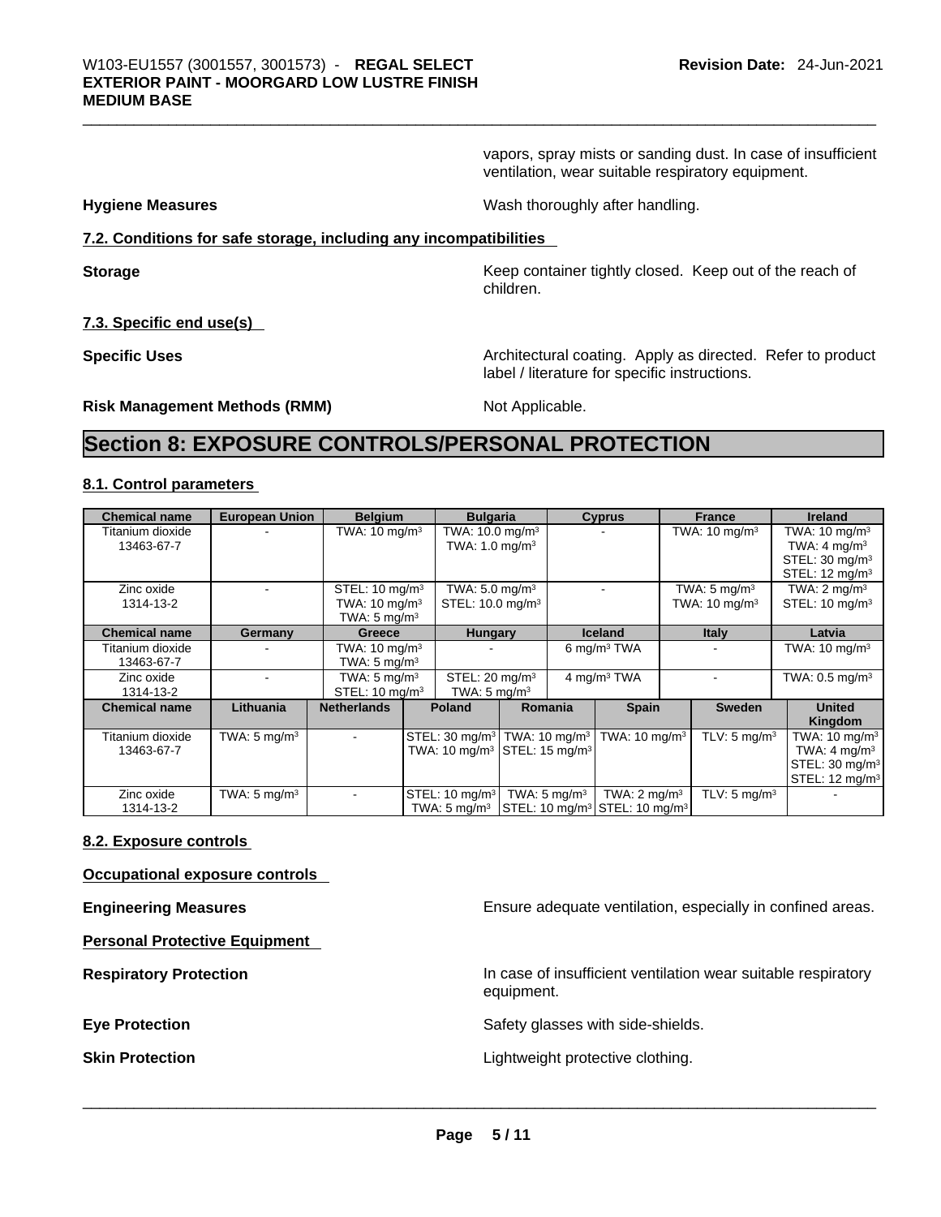vapors, spray mists or sanding dust. In case of insufficient ventilation, wear suitable respiratory equipment.

**Hygiene Measures** Wash thoroughly after handling.

**7.2. Conditions for safe storage, including any incompatibilities**

**Storage** Keep container tightly closed. Keep out of the reach of children.

**7.3. Specific end use(s)**

**Specific Uses** Architectural coating. Apply as directed. Refer to product label / literature for specific instructions.

**Risk Management Methods (RMM)** Not Applicable.

# Section 8: EXPOSURE CONTROLS/PERSONAL PROTECTION

**8.1. Control parameters**

| Chemical name | European Union | Belgium | Bulgaria | Cyprus | France | Ireland |
|---|---|---|---|---|---|---|
| Titanium dioxide 13463-67-7 | - | TWA: 10 mg/m³ | TWA: 10.0 mg/m³ TWA: 1.0 mg/m³ | - | TWA: 10 mg/m³ | TWA: 10 mg/m³ TWA: 4 mg/m³ STEL: 30 mg/m³ STEL: 12 mg/m³ |
| Zinc oxide 1314-13-2 | - | STEL: 10 mg/m³ TWA: 10 mg/m³ TWA: 5 mg/m³ | TWA: 5.0 mg/m³ STEL: 10.0 mg/m³ | - | TWA: 5 mg/m³ TWA: 10 mg/m³ | TWA: 2 mg/m³ STEL: 10 mg/m³ |

| Chemical name | Germany | Greece | Hungary | Iceland | Italy | Latvia |
|---|---|---|---|---|---|---|
| Titanium dioxide 13463-67-7 | - | TWA: 10 mg/m³ TWA: 5 mg/m³ | - | 6 mg/m³ TWA | - | TWA: 10 mg/m³ |
| Zinc oxide 1314-13-2 | - | TWA: 5 mg/m³ STEL: 10 mg/m³ | STEL: 20 mg/m³ TWA: 5 mg/m³ | 4 mg/m³ TWA | - | TWA: 0.5 mg/m³ |

| Chemical name | Lithuania | Netherlands | Poland | Romania | Spain | Sweden | United Kingdom |
|---|---|---|---|---|---|---|---|
| Titanium dioxide 13463-67-7 | TWA: 5 mg/m³ | - | STEL: 30 mg/m³ TWA: 10 mg/m³ | TWA: 10 mg/m³ STEL: 15 mg/m³ | TWA: 10 mg/m³ | TLV: 5 mg/m³ | TWA: 10 mg/m³ TWA: 4 mg/m³ STEL: 30 mg/m³ STEL: 12 mg/m³ |
| Zinc oxide 1314-13-2 | TWA: 5 mg/m³ | - | STEL: 10 mg/m³ TWA: 5 mg/m³ | TWA: 5 mg/m³ STEL: 10 mg/m³ | TWA: 2 mg/m³ STEL: 10 mg/m³ | TLV: 5 mg/m³ | - |

**8.2. Exposure controls**

**Occupational exposure controls**

**Engineering Measures** Ensure adequate ventilation, especially in confined areas.

**Personal Protective Equipment**

**Respiratory Protection** In case of insufficient ventilation wear suitable respiratory equipment.

**Eye Protection** Safety glasses with side-shields.

**Skin Protection** Lightweight protective clothing.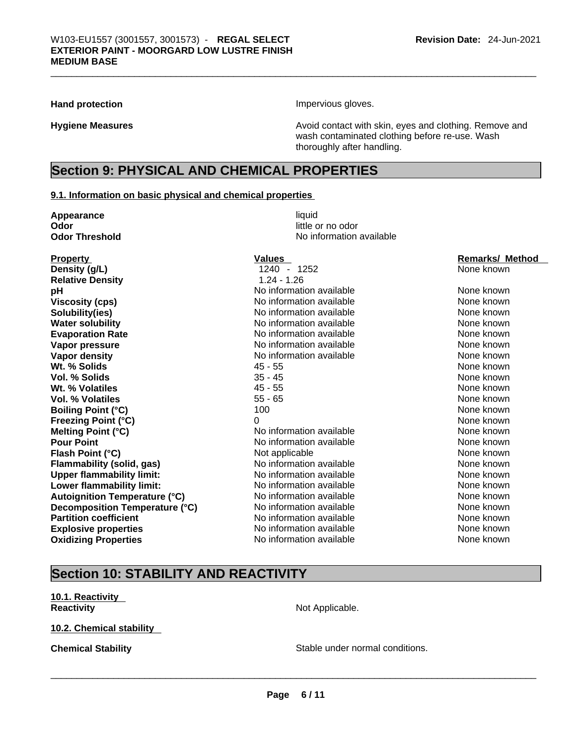**Hand protection** Impervious gloves.

**Hygiene Measures** Avoid contact with skin, eyes and clothing. Remove and wash contaminated clothing before re-use. Wash thoroughly after handling.

## Section 9: PHYSICAL AND CHEMICAL PROPERTIES

### 9.1. Information on basic physical and chemical properties

| | |
|---|---|
| **Appearance** | liquid |
| **Odor** | little or no odor |
| **Odor Threshold** | No information available |

| Property | Values | Remarks/ Method |
|---|---|---|
| **Density (g/L)** | 1240 - 1252 | None known |
| **Relative Density** | 1.24 - 1.26 | |
| **pH** | No information available | None known |
| **Viscosity (cps)** | No information available | None known |
| **Solubility(ies)** | No information available | None known |
| **Water solubility** | No information available | None known |
| **Evaporation Rate** | No information available | None known |
| **Vapor pressure** | No information available | None known |
| **Vapor density** | No information available | None known |
| **Wt. % Solids** | 45 - 55 | None known |
| **Vol. % Solids** | 35 - 45 | None known |
| **Wt. % Volatiles** | 45 - 55 | None known |
| **Vol. % Volatiles** | 55 - 65 | None known |
| **Boiling Point (°C)** | 100 | None known |
| **Freezing Point (°C)** | 0 | None known |
| **Melting Point (°C)** | No information available | None known |
| **Pour Point** | No information available | None known |
| **Flash Point (°C)** | Not applicable | None known |
| **Flammability (solid, gas)** | No information available | None known |
| **Upper flammability limit:** | No information available | None known |
| **Lower flammability limit:** | No information available | None known |
| **Autoignition Temperature (°C)** | No information available | None known |
| **Decomposition Temperature (°C)** | No information available | None known |
| **Partition coefficient** | No information available | None known |
| **Explosive properties** | No information available | None known |
| **Oxidizing Properties** | No information available | None known |

## Section 10: STABILITY AND REACTIVITY

### 10.1. Reactivity

**Reactivity** Not Applicable.

### 10.2. Chemical stability

**Chemical Stability** Stable under normal conditions.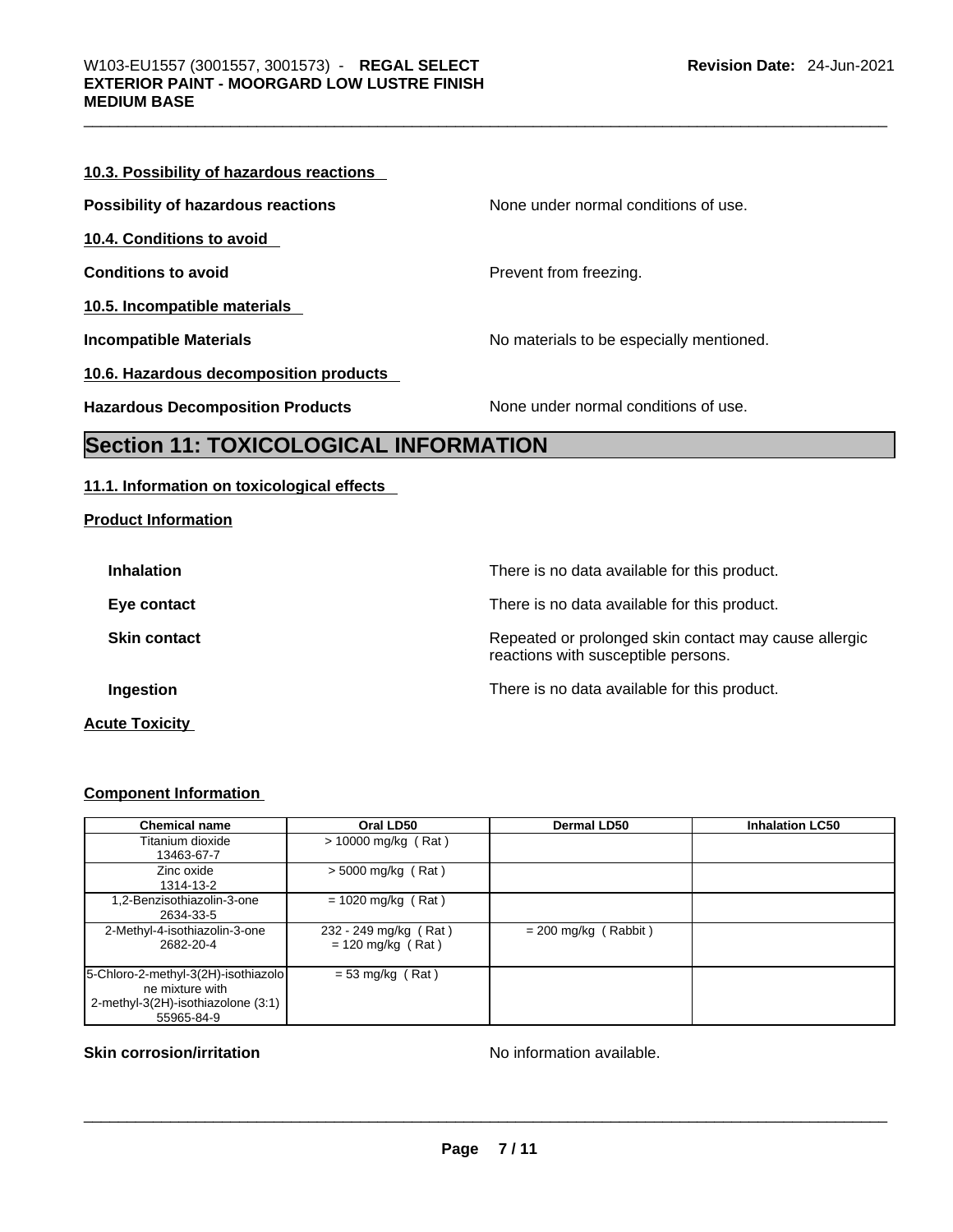**10.3. Possibility of hazardous reactions**

**Possibility of hazardous reactions** None under normal conditions of use.

**10.4. Conditions to avoid**

**Conditions to avoid** Prevent from freezing.

**10.5. Incompatible materials**

**Incompatible Materials** No materials to be especially mentioned.

**10.6. Hazardous decomposition products**

**Hazardous Decomposition Products** None under normal conditions of use.

# Section 11: TOXICOLOGICAL INFORMATION

**11.1. Information on toxicological effects**

**Product Information**

**Inhalation** There is no data available for this product.

**Eye contact** There is no data available for this product.

**Skin contact** Repeated or prolonged skin contact may cause allergic reactions with susceptible persons.

**Ingestion** There is no data available for this product.

**Acute Toxicity**

**Component Information**

| Chemical name | Oral LD50 | Dermal LD50 | Inhalation LC50 |
|---|---|---|---|
| Titanium dioxide 13463-67-7 | > 10000 mg/kg ( Rat ) | | |
| Zinc oxide 1314-13-2 | > 5000 mg/kg ( Rat ) | | |
| 1,2-Benzisothiazolin-3-one 2634-33-5 | = 1020 mg/kg ( Rat ) | | |
| 2-Methyl-4-isothiazolin-3-one 2682-20-4 | 232 - 249 mg/kg ( Rat ) = 120 mg/kg ( Rat ) | = 200 mg/kg ( Rabbit ) | |
| 5-Chloro-2-methyl-3(2H)-isothiazolone mixture with 2-methyl-3(2H)-isothiazolone (3:1) 55965-84-9 | = 53 mg/kg ( Rat ) | | |

**Skin corrosion/irritation** No information available.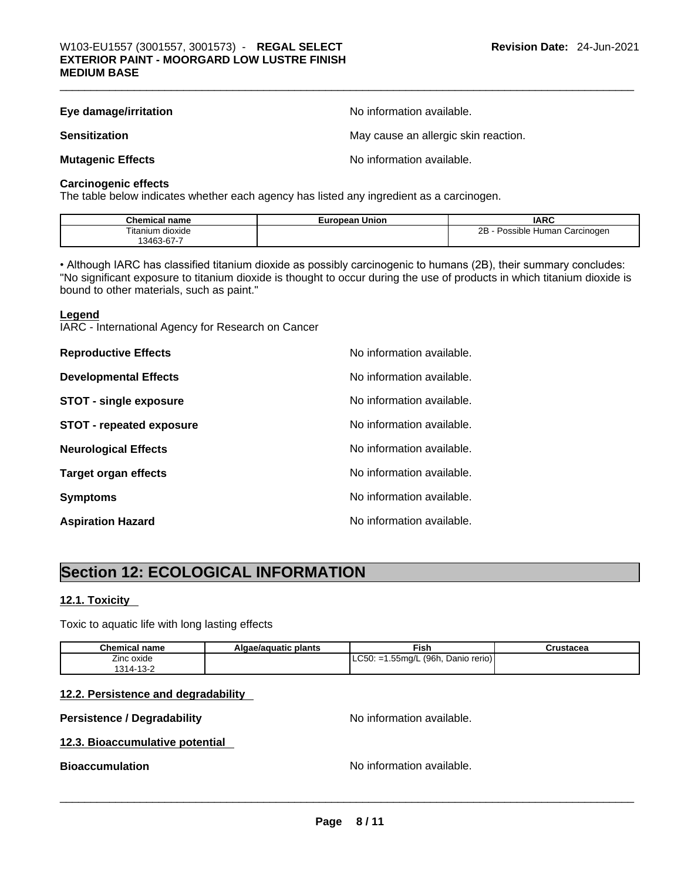**Eye damage/irritation** No information available.

**Sensitization** May cause an allergic skin reaction.

**Mutagenic Effects** No information available.

**Carcinogenic effects**

The table below indicates whether each agency has listed any ingredient as a carcinogen.

| Chemical name | European Union | IARC |
|---|---|---|
| Titanium dioxide 13463-67-7 | | 2B - Possible Human Carcinogen |

• Although IARC has classified titanium dioxide as possibly carcinogenic to humans (2B), their summary concludes: "No significant exposure to titanium dioxide is thought to occur during the use of products in which titanium dioxide is bound to other materials, such as paint."

**Legend**

IARC - International Agency for Research on Cancer

**Reproductive Effects** No information available.

**Developmental Effects** No information available.

**STOT - single exposure** No information available.

**STOT - repeated exposure** No information available.

**Neurological Effects** No information available.

**Target organ effects** No information available.

**Symptoms** No information available.

**Aspiration Hazard** No information available.

## Section 12: ECOLOGICAL INFORMATION

### 12.1. Toxicity

Toxic to aquatic life with long lasting effects

| Chemical name | Algae/aquatic plants | Fish | Crustacea |
|---|---|---|---|
| Zinc oxide 1314-13-2 | | LC50: =1.55mg/L (96h, Danio rerio) | |

### 12.2. Persistence and degradability

**Persistence / Degradability** No information available.

### 12.3. Bioaccumulative potential

**Bioaccumulation** No information available.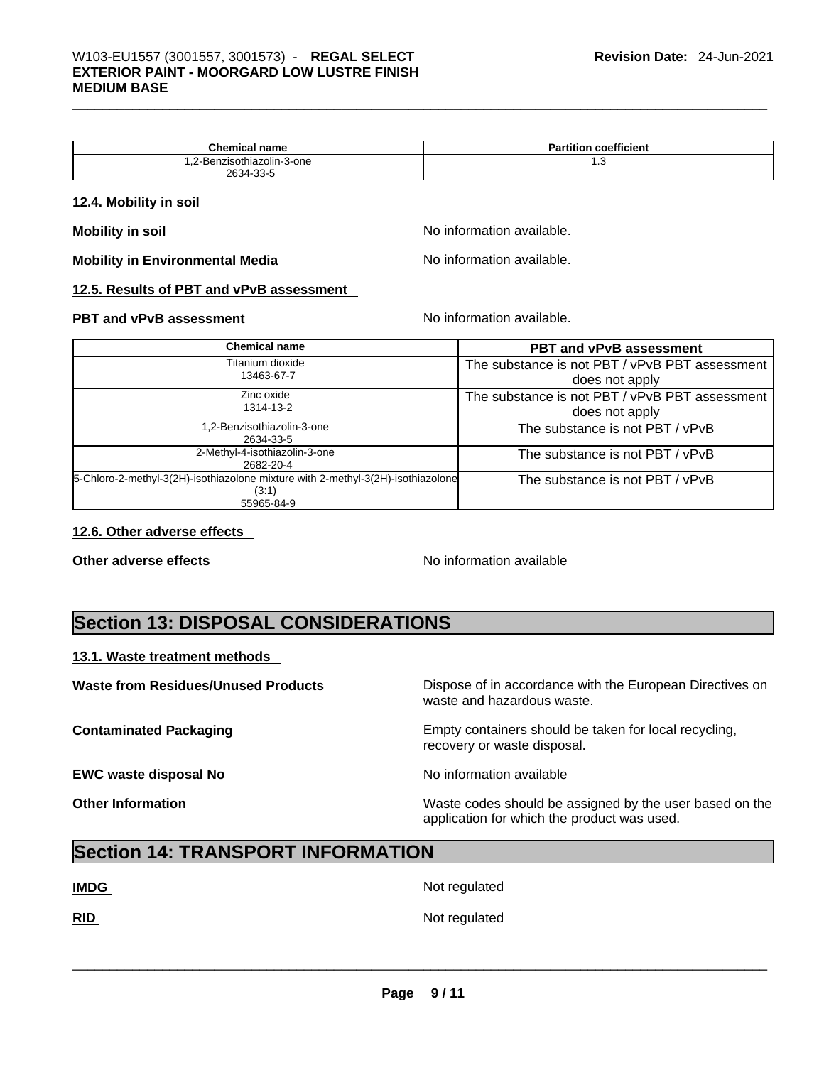| Chemical name | Partition coefficient |
|---|---|
| 1,2-Benzisothiazolin-3-one<br>2634-33-5 | 1.3 |

### 12.4. Mobility in soil

**Mobility in soil** No information available.

**Mobility in Environmental Media** No information available.

### 12.5. Results of PBT and vPvB assessment

**PBT and vPvB assessment** No information available.

| Chemical name | PBT and vPvB assessment |
|---|---|
| Titanium dioxide<br>13463-67-7 | The substance is not PBT / vPvB PBT assessment does not apply |
| Zinc oxide<br>1314-13-2 | The substance is not PBT / vPvB PBT assessment does not apply |
| 1,2-Benzisothiazolin-3-one<br>2634-33-5 | The substance is not PBT / vPvB |
| 2-Methyl-4-isothiazolin-3-one<br>2682-20-4 | The substance is not PBT / vPvB |
| 5-Chloro-2-methyl-3(2H)-isothiazolone mixture with 2-methyl-3(2H)-isothiazolone (3:1)<br>55965-84-9 | The substance is not PBT / vPvB |

### 12.6. Other adverse effects

**Other adverse effects** No information available

## Section 13: DISPOSAL CONSIDERATIONS

### 13.1. Waste treatment methods

**Waste from Residues/Unused Products** Dispose of in accordance with the European Directives on waste and hazardous waste.

**Contaminated Packaging** Empty containers should be taken for local recycling, recovery or waste disposal.

**EWC waste disposal No** No information available

**Other Information** Waste codes should be assigned by the user based on the application for which the product was used.

## Section 14: TRANSPORT INFORMATION

**IMDG** Not regulated

**RID** Not regulated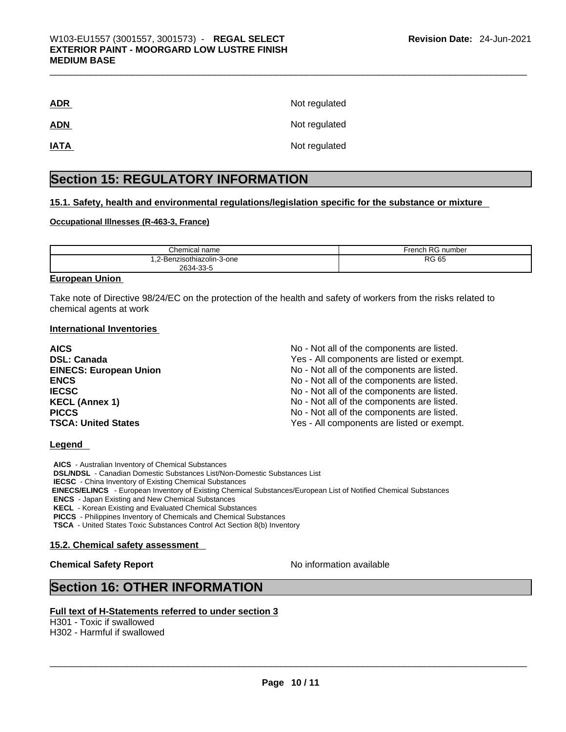**ADR** Not regulated

**ADN** Not regulated

**IATA** Not regulated

# Section 15: REGULATORY INFORMATION

**15.1. Safety, health and environmental regulations/legislation specific for the substance or mixture**

**Occupational Illnesses (R-463-3, France)**

| Chemical name | French RG number |
|---|---|
| 1,2-Benzisothiazolin-3-one<br>2634-33-5 | RG 65 |

**European Union**

Take note of Directive 98/24/EC on the protection of the health and safety of workers from the risks related to chemical agents at work

**International Inventories**

| | |
|---|---|
| **AICS** | No - Not all of the components are listed. |
| **DSL: Canada** | Yes - All components are listed or exempt. |
| **EINECS: European Union** | No - Not all of the components are listed. |
| **ENCS** | No - Not all of the components are listed. |
| **IECSC** | No - Not all of the components are listed. |
| **KECL (Annex 1)** | No - Not all of the components are listed. |
| **PICCS** | No - Not all of the components are listed. |
| **TSCA: United States** | Yes - All components are listed or exempt. |

**Legend**

**AICS** - Australian Inventory of Chemical Substances
**DSL/NDSL** - Canadian Domestic Substances List/Non-Domestic Substances List
**IECSC** - China Inventory of Existing Chemical Substances
**EINECS/ELINCS** - European Inventory of Existing Chemical Substances/European List of Notified Chemical Substances
**ENCS** - Japan Existing and New Chemical Substances
**KECL** - Korean Existing and Evaluated Chemical Substances
**PICCS** - Philippines Inventory of Chemicals and Chemical Substances
**TSCA** - United States Toxic Substances Control Act Section 8(b) Inventory

**15.2. Chemical safety assessment**

**Chemical Safety Report** No information available

# Section 16: OTHER INFORMATION

**Full text of H-Statements referred to under section 3**

H301 - Toxic if swallowed
H302 - Harmful if swallowed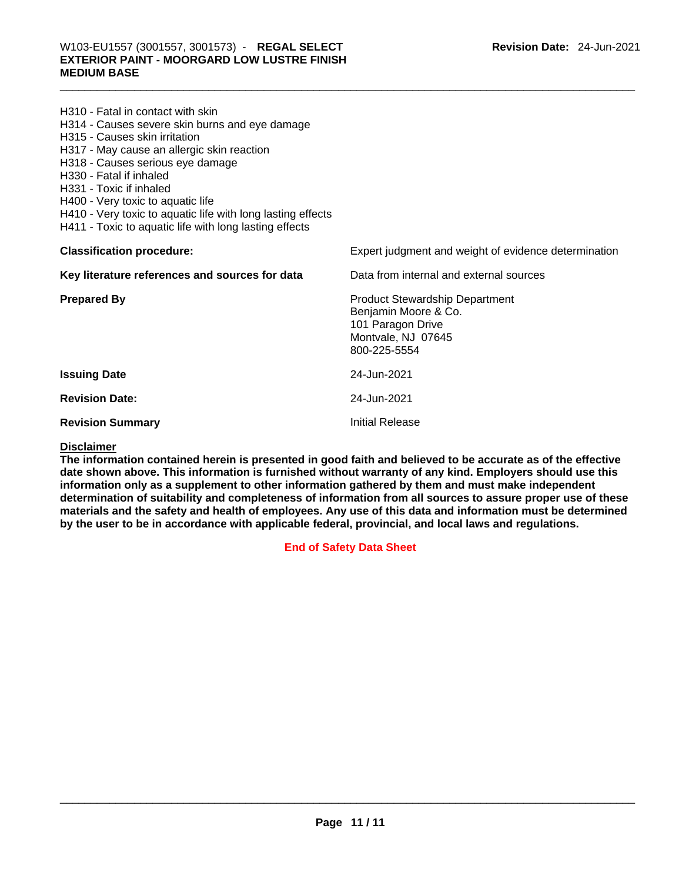H310 - Fatal in contact with skin
H314 - Causes severe skin burns and eye damage
H315 - Causes skin irritation
H317 - May cause an allergic skin reaction
H318 - Causes serious eye damage
H330 - Fatal if inhaled
H331 - Toxic if inhaled
H400 - Very toxic to aquatic life
H410 - Very toxic to aquatic life with long lasting effects
H411 - Toxic to aquatic life with long lasting effects

| | |
|---|---|
| **Classification procedure:** | Expert judgment and weight of evidence determination |
| **Key literature references and sources for data** | Data from internal and external sources |
| **Prepared By** | Product Stewardship Department<br>Benjamin Moore & Co.<br>101 Paragon Drive<br>Montvale, NJ 07645<br>800-225-5554 |
| **Issuing Date** | 24-Jun-2021 |
| **Revision Date:** | 24-Jun-2021 |
| **Revision Summary** | Initial Release |

**Disclaimer**

**The information contained herein is presented in good faith and believed to be accurate as of the effective date shown above. This information is furnished without warranty of any kind. Employers should use this information only as a supplement to other information gathered by them and must make independent determination of suitability and completeness of information from all sources to assure proper use of these materials and the safety and health of employees. Any use of this data and information must be determined by the user to be in accordance with applicable federal, provincial, and local laws and regulations.**

**End of Safety Data Sheet**